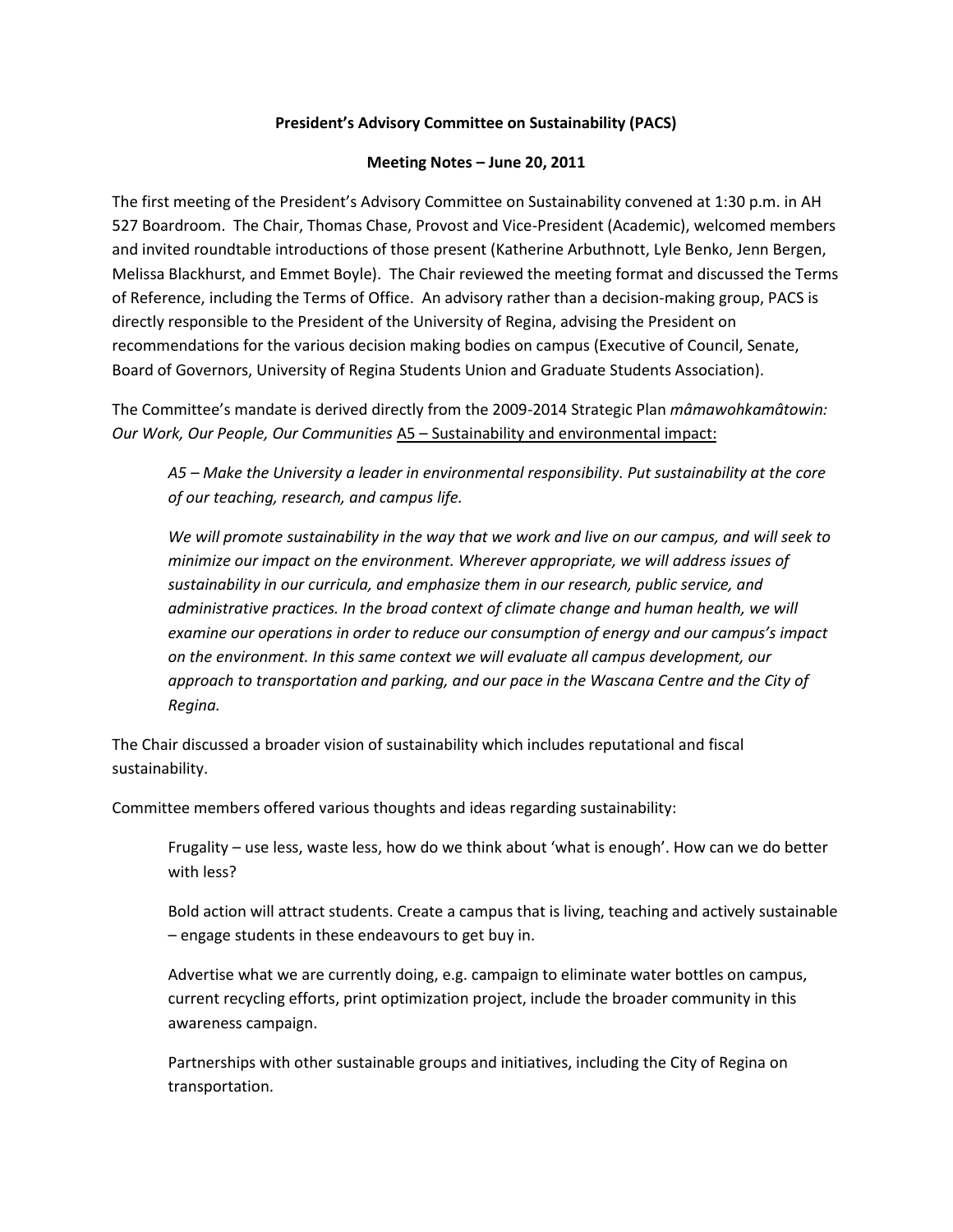**President's Advisory Committee on Sustainability (PACS)**

**Meeting Notes – June 20, 2011**

The first meeting of the President's Advisory Committee on Sustainability convened at 1:30 p.m. in AH 527 Boardroom. The Chair, Thomas Chase, Provost and Vice-President (Academic), welcomed members and invited roundtable introductions of those present (Katherine Arbuthnott, Lyle Benko, Jenn Bergen, Melissa Blackhurst, and Emmet Boyle). The Chair reviewed the meeting format and discussed the Terms of Reference, including the Terms of Office. An advisory rather than a decision-making group, PACS is directly responsible to the President of the University of Regina, advising the President on recommendations for the various decision making bodies on campus (Executive of Council, Senate, Board of Governors, University of Regina Students Union and Graduate Students Association).

The Committee's mandate is derived directly from the 2009-2014 Strategic Plan *mâmawohkamâtowin: Our Work, Our People, Our Communities* <u>A5 – Sustainability and environmental impact:</u>

> *A5 – Make the University a leader in environmental responsibility. Put sustainability at the core of our teaching, research, and campus life.*
>
> *We will promote sustainability in the way that we work and live on our campus, and will seek to minimize our impact on the environment. Wherever appropriate, we will address issues of sustainability in our curricula, and emphasize them in our research, public service, and administrative practices. In the broad context of climate change and human health, we will examine our operations in order to reduce our consumption of energy and our campus's impact on the environment. In this same context we will evaluate all campus development, our approach to transportation and parking, and our pace in the Wascana Centre and the City of Regina.*

The Chair discussed a broader vision of sustainability which includes reputational and fiscal sustainability.

Committee members offered various thoughts and ideas regarding sustainability:

> Frugality – use less, waste less, how do we think about 'what is enough'. How can we do better with less?
>
> Bold action will attract students. Create a campus that is living, teaching and actively sustainable – engage students in these endeavours to get buy in.
>
> Advertise what we are currently doing, e.g. campaign to eliminate water bottles on campus, current recycling efforts, print optimization project, include the broader community in this awareness campaign.
>
> Partnerships with other sustainable groups and initiatives, including the City of Regina on transportation.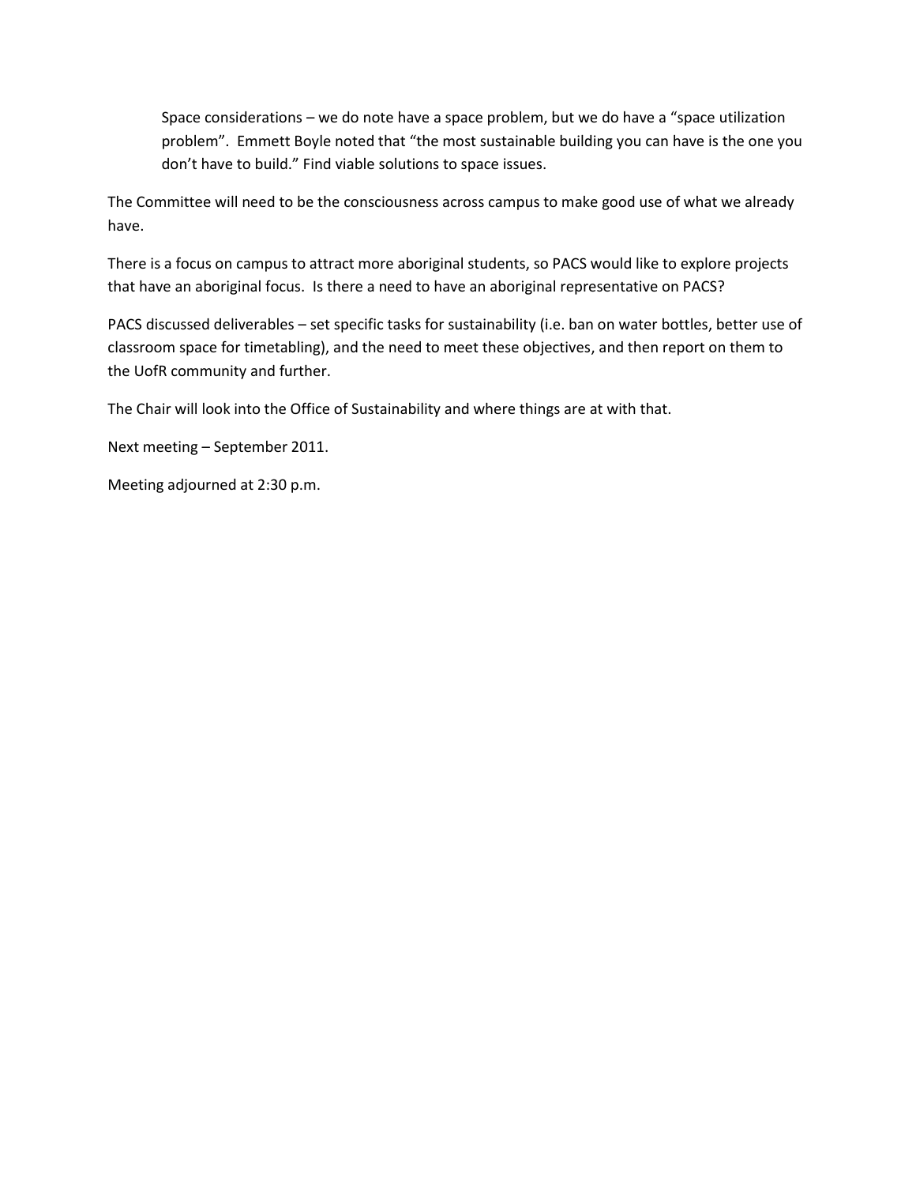Space considerations – we do note have a space problem, but we do have a "space utilization problem". Emmett Boyle noted that "the most sustainable building you can have is the one you don't have to build." Find viable solutions to space issues.

The Committee will need to be the consciousness across campus to make good use of what we already have.

There is a focus on campus to attract more aboriginal students, so PACS would like to explore projects that have an aboriginal focus. Is there a need to have an aboriginal representative on PACS?

PACS discussed deliverables – set specific tasks for sustainability (i.e. ban on water bottles, better use of classroom space for timetabling), and the need to meet these objectives, and then report on them to the UofR community and further.

The Chair will look into the Office of Sustainability and where things are at with that.

Next meeting – September 2011.

Meeting adjourned at 2:30 p.m.